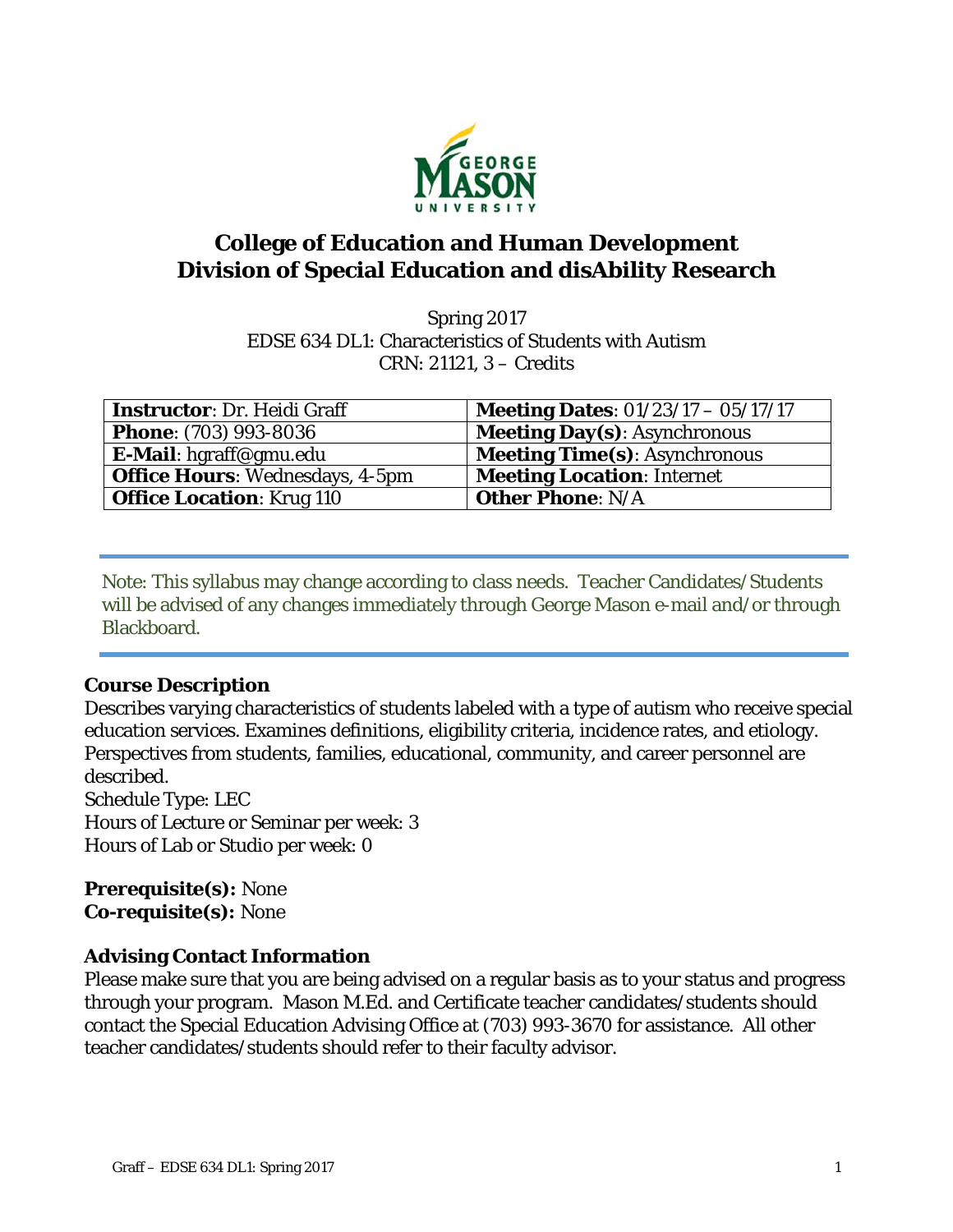# College of Education and Human Development
# Division of Special Education and disAbility Research

Spring 2017
EDSE 634 DL1: Characteristics of Students with Autism
CRN: 21121, 3 – Credits

| **Instructor**: Dr. Heidi Graff | **Meeting Dates**: 01/23/17 – 05/17/17 |
|---|---|
| **Phone**: (703) 993-8036 | **Meeting Day(s)**: Asynchronous |
| **E-Mail**: hgraff@gmu.edu | **Meeting Time(s)**: Asynchronous |
| **Office Hours**: Wednesdays, 4-5pm | **Meeting Location**: Internet |
| **Office Location**: Krug 110 | **Other Phone**: N/A |

Note: This syllabus may change according to class needs. Teacher Candidates/Students will be advised of any changes immediately through George Mason e-mail and/or through Blackboard.

### Course Description

Describes varying characteristics of students labeled with a type of autism who receive special education services. Examines definitions, eligibility criteria, incidence rates, and etiology. Perspectives from students, families, educational, community, and career personnel are described.
Schedule Type: LEC
Hours of Lecture or Seminar per week: 3
Hours of Lab or Studio per week: 0

**Prerequisite(s):** None
**Co-requisite(s):** None

### Advising Contact Information

Please make sure that you are being advised on a regular basis as to your status and progress through your program. Mason M.Ed. and Certificate teacher candidates/students should contact the Special Education Advising Office at (703) 993-3670 for assistance. All other teacher candidates/students should refer to their faculty advisor.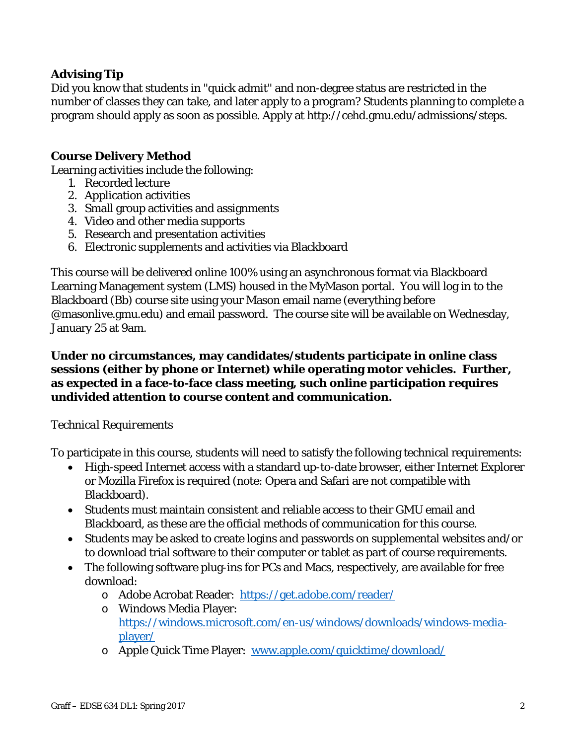### Advising Tip

Did you know that students in "quick admit" and non-degree status are restricted in the number of classes they can take, and later apply to a program? Students planning to complete a program should apply as soon as possible. Apply at http://cehd.gmu.edu/admissions/steps.

### Course Delivery Method

Learning activities include the following:

1. Recorded lecture
2. Application activities
3. Small group activities and assignments
4. Video and other media supports
5. Research and presentation activities
6. Electronic supplements and activities via Blackboard

This course will be delivered online 100% using an asynchronous format via Blackboard Learning Management system (LMS) housed in the MyMason portal. You will log in to the Blackboard (Bb) course site using your Mason email name (everything before @masonlive.gmu.edu) and email password. The course site will be available on Wednesday, January 25 at 9am.

**Under no circumstances, may candidates/students participate in online class sessions (either by phone or Internet) while operating motor vehicles. Further, as expected in a face-to-face class meeting, such online participation requires undivided attention to course content and communication.**

*Technical Requirements*

To participate in this course, students will need to satisfy the following technical requirements:

- High-speed Internet access with a standard up-to-date browser, either Internet Explorer or Mozilla Firefox is required (note: Opera and Safari are not compatible with Blackboard).
- Students must maintain consistent and reliable access to their GMU email and Blackboard, as these are the official methods of communication for this course.
- Students may be asked to create logins and passwords on supplemental websites and/or to download trial software to their computer or tablet as part of course requirements.
- The following software plug-ins for PCs and Macs, respectively, are available for free download:
  - Adobe Acrobat Reader: https://get.adobe.com/reader/
  - Windows Media Player: https://windows.microsoft.com/en-us/windows/downloads/windows-media-player/
  - Apple Quick Time Player: www.apple.com/quicktime/download/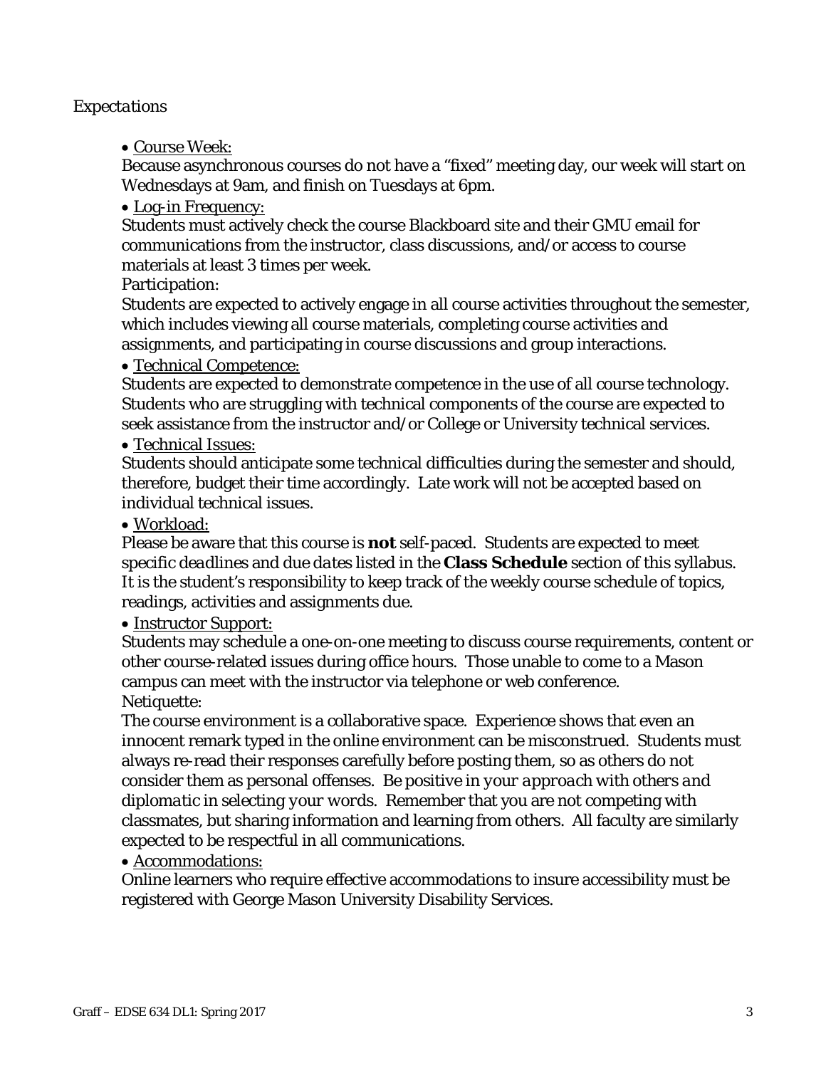*Expectations*

- <u>Course Week:</u>

Because asynchronous courses do not have a "fixed" meeting day, our week will start on Wednesdays at 9am, and finish on Tuesdays at 6pm.

- <u>Log-in Frequency:</u>

Students must actively check the course Blackboard site and their GMU email for communications from the instructor, class discussions, and/or access to course materials at least 3 times per week.

Participation:

Students are expected to actively engage in all course activities throughout the semester, which includes viewing all course materials, completing course activities and assignments, and participating in course discussions and group interactions.

- <u>Technical Competence:</u>

Students are expected to demonstrate competence in the use of all course technology. Students who are struggling with technical components of the course are expected to seek assistance from the instructor and/or College or University technical services.

- <u>Technical Issues:</u>

Students should anticipate some technical difficulties during the semester and should, therefore, budget their time accordingly. Late work will not be accepted based on individual technical issues.

- <u>Workload:</u>

Please be aware that this course is **not** self-paced. Students are expected to meet *specific deadlines* and *due dates* listed in the **Class Schedule** section of this syllabus. It is the student's responsibility to keep track of the weekly course schedule of topics, readings, activities and assignments due.

- <u>Instructor Support:</u>

Students may schedule a one-on-one meeting to discuss course requirements, content or other course-related issues during office hours. Those unable to come to a Mason campus can meet with the instructor via telephone or web conference.

Netiquette:

The course environment is a collaborative space. Experience shows that even an innocent remark typed in the online environment can be misconstrued. Students must always re-read their responses carefully before posting them, so as others do not consider them as personal offenses. *Be positive in your approach with others and diplomatic in selecting your words.* Remember that you are not competing with classmates, but sharing information and learning from others. All faculty are similarly expected to be respectful in all communications.

- <u>Accommodations:</u>

Online learners who require effective accommodations to insure accessibility must be registered with George Mason University Disability Services.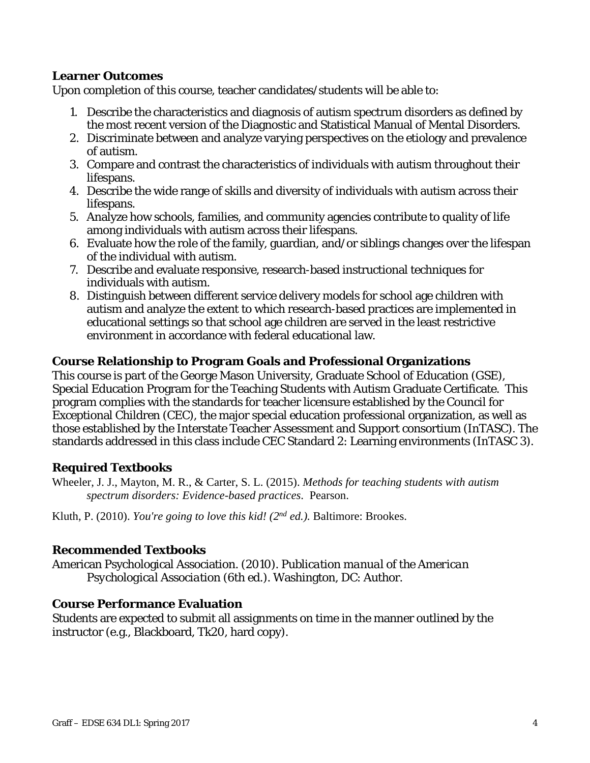### Learner Outcomes

Upon completion of this course, teacher candidates/students will be able to:

1. Describe the characteristics and diagnosis of autism spectrum disorders as defined by the most recent version of the Diagnostic and Statistical Manual of Mental Disorders.
2. Discriminate between and analyze varying perspectives on the etiology and prevalence of autism.
3. Compare and contrast the characteristics of individuals with autism throughout their lifespans.
4. Describe the wide range of skills and diversity of individuals with autism across their lifespans.
5. Analyze how schools, families, and community agencies contribute to quality of life among individuals with autism across their lifespans.
6. Evaluate how the role of the family, guardian, and/or siblings changes over the lifespan of the individual with autism.
7. Describe and evaluate responsive, research-based instructional techniques for individuals with autism.
8. Distinguish between different service delivery models for school age children with autism and analyze the extent to which research-based practices are implemented in educational settings so that school age children are served in the least restrictive environment in accordance with federal educational law.

### Course Relationship to Program Goals and Professional Organizations

This course is part of the George Mason University, Graduate School of Education (GSE), Special Education Program for the Teaching Students with Autism Graduate Certificate. This program complies with the standards for teacher licensure established by the Council for Exceptional Children (CEC), the major special education professional organization, as well as those established by the Interstate Teacher Assessment and Support consortium (InTASC). The standards addressed in this class include CEC Standard 2: Learning environments (InTASC 3).

### Required Textbooks

Wheeler, J. J., Mayton, M. R., & Carter, S. L. (2015). *Methods for teaching students with autism spectrum disorders: Evidence-based practices*. Pearson.

Kluth, P. (2010). *You're going to love this kid! (2nd ed.).* Baltimore: Brookes.

### Recommended Textbooks

American Psychological Association. (2010). *Publication manual of the American Psychological Association* (6th ed.). Washington, DC: Author.

### Course Performance Evaluation

Students are expected to submit all assignments on time in the manner outlined by the instructor (e.g., Blackboard, Tk20, hard copy).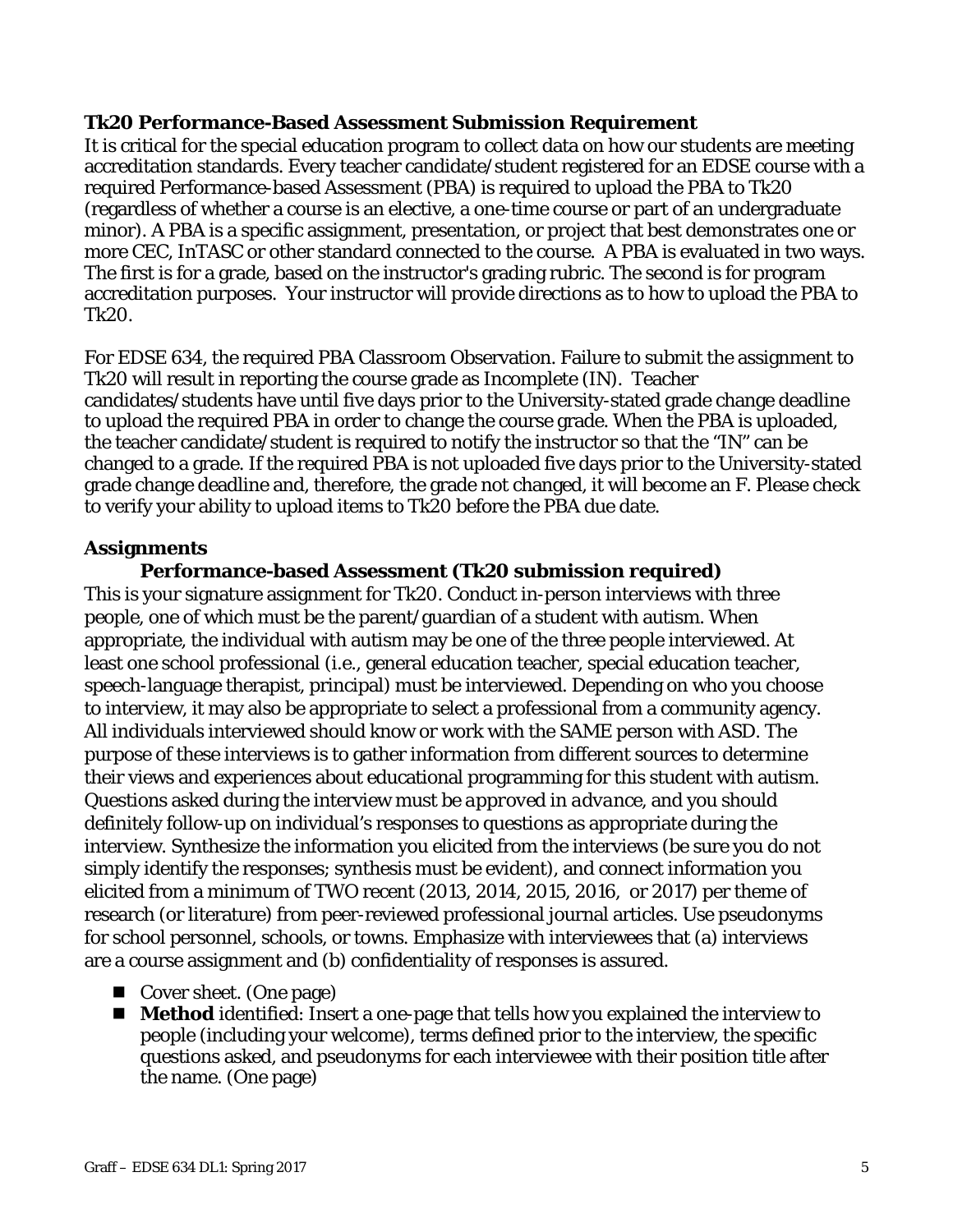**Tk20 Performance-Based Assessment Submission Requirement**

It is critical for the special education program to collect data on how our students are meeting accreditation standards. Every teacher candidate/student registered for an EDSE course with a required Performance-based Assessment (PBA) is required to upload the PBA to Tk20 (regardless of whether a course is an elective, a one-time course or part of an undergraduate minor). A PBA is a specific assignment, presentation, or project that best demonstrates one or more CEC, InTASC or other standard connected to the course. A PBA is evaluated in two ways. The first is for a grade, based on the instructor's grading rubric. The second is for program accreditation purposes. Your instructor will provide directions as to how to upload the PBA to Tk20.

For EDSE 634, the required PBA Classroom Observation. Failure to submit the assignment to Tk20 will result in reporting the course grade as Incomplete (IN). Teacher candidates/students have until five days prior to the University-stated grade change deadline to upload the required PBA in order to change the course grade. When the PBA is uploaded, the teacher candidate/student is required to notify the instructor so that the "IN" can be changed to a grade. If the required PBA is not uploaded five days prior to the University-stated grade change deadline and, therefore, the grade not changed, it will become an F. Please check to verify your ability to upload items to Tk20 before the PBA due date.

**Assignments**

**Performance-based Assessment (Tk20 submission required)**

This is your signature assignment for Tk20. Conduct in-person interviews with three people, one of which must be the parent/guardian of a student with autism. When appropriate, the individual with autism may be one of the three people interviewed. At least one school professional (i.e., general education teacher, special education teacher, speech-language therapist, principal) must be interviewed. Depending on who you choose to interview, it may also be appropriate to select a professional from a community agency. All individuals interviewed should know or work with the SAME person with ASD. The purpose of these interviews is to gather information from different sources to determine their views and experiences about educational programming for this student with autism. Questions asked during the interview must be *approved in advance*, and you should definitely follow-up on individual's responses to questions as appropriate during the interview. Synthesize the information you elicited from the interviews (be sure you do not simply identify the responses; synthesis must be evident), and connect information you elicited from a minimum of TWO recent (2013, 2014, 2015, 2016, or 2017) per theme of research (or literature) from peer-reviewed professional journal articles. Use pseudonyms for school personnel, schools, or towns. Emphasize with interviewees that (a) interviews are a course assignment and (b) confidentiality of responses is assured.

- Cover sheet. (One page)
- **Method** identified: Insert a one-page that tells how you explained the interview to people (including your welcome), terms defined prior to the interview, the specific questions asked, and pseudonyms for each interviewee with their position title after the name. (One page)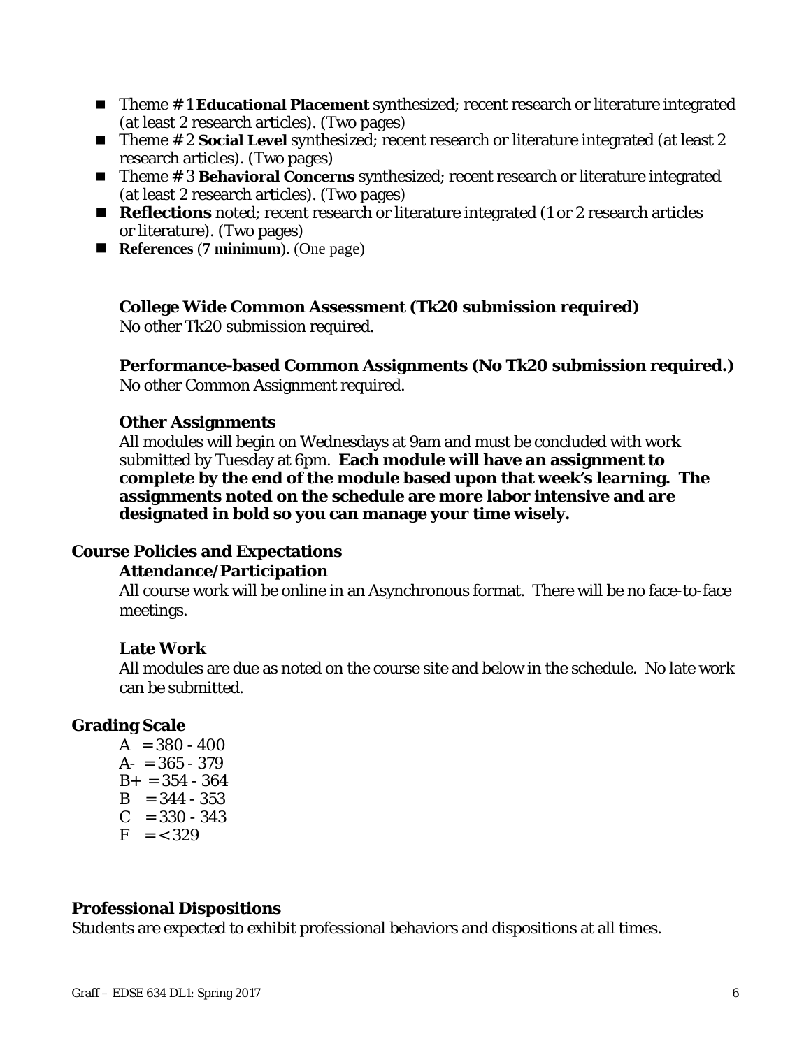- Theme # 1 **Educational Placement** synthesized; recent research or literature integrated (at least 2 research articles). (Two pages)
- Theme # 2 **Social Level** synthesized; recent research or literature integrated (at least 2 research articles). (Two pages)
- Theme # 3 **Behavioral Concerns** synthesized; recent research or literature integrated (at least 2 research articles). (Two pages)
- **Reflections** noted; recent research or literature integrated (1 or 2 research articles or literature). (Two pages)
- **References** (**7 minimum**). (One page)

**College Wide Common Assessment (Tk20 submission required)**
No other Tk20 submission required.

**Performance-based Common Assignments (No Tk20 submission required.)**
No other Common Assignment required.

**Other Assignments**
All modules will begin on Wednesdays at 9am and must be concluded with work submitted by Tuesday at 6pm. **Each module will have an assignment to complete by the end of the module based upon that week's learning. The assignments noted on the schedule are more labor intensive and are designated in bold so you can manage your time wisely.**

## Course Policies and Expectations

**Attendance/Participation**
All course work will be online in an Asynchronous format. There will be no face-to-face meetings.

**Late Work**
All modules are due as noted on the course site and below in the schedule. No late work can be submitted.

## Grading Scale

A = 380 - 400
A- = 365 - 379
B+ = 354 - 364
B = 344 - 353
C = 330 - 343
F = < 329

## Professional Dispositions

Students are expected to exhibit professional behaviors and dispositions at all times.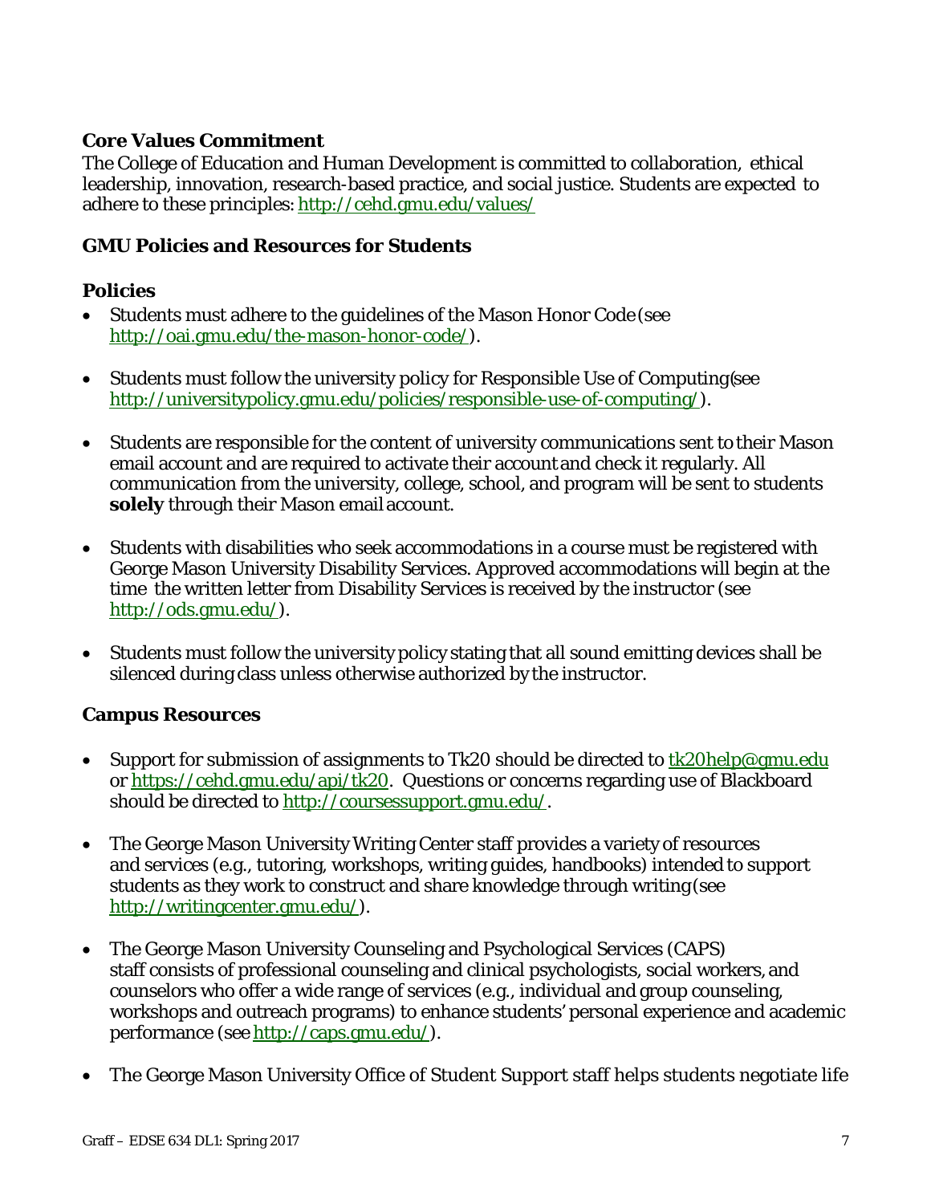### Core Values Commitment

The College of Education and Human Development is committed to collaboration, ethical leadership, innovation, research-based practice, and social justice. Students are expected to adhere to these principles: http://cehd.gmu.edu/values/

### GMU Policies and Resources for Students

### Policies

- Students must adhere to the guidelines of the Mason Honor Code (see http://oai.gmu.edu/the-mason-honor-code/).
- Students must follow the university policy for Responsible Use of Computing (see http://universitypolicy.gmu.edu/policies/responsible-use-of-computing/).
- Students are responsible for the content of university communications sent to their Mason email account and are required to activate their account and check it regularly. All communication from the university, college, school, and program will be sent to students **solely** through their Mason email account.
- Students with disabilities who seek accommodations in a course must be registered with George Mason University Disability Services. Approved accommodations will begin at the time the written letter from Disability Services is received by the instructor (see http://ods.gmu.edu/).
- Students must follow the university policy stating that all sound emitting devices shall be silenced during class unless otherwise authorized by the instructor.

### Campus Resources

- Support for submission of assignments to Tk20 should be directed to tk20help@gmu.edu or https://cehd.gmu.edu/api/tk20. Questions or concerns regarding use of Blackboard should be directed to http://coursessupport.gmu.edu/.
- The George Mason University Writing Center staff provides a variety of resources and services (e.g., tutoring, workshops, writing guides, handbooks) intended to support students as they work to construct and share knowledge through writing (see http://writingcenter.gmu.edu/).
- The George Mason University Counseling and Psychological Services (CAPS) staff consists of professional counseling and clinical psychologists, social workers, and counselors who offer a wide range of services (e.g., individual and group counseling, workshops and outreach programs) to enhance students' personal experience and academic performance (see http://caps.gmu.edu/).
- The George Mason University Office of Student Support staff helps students negotiate life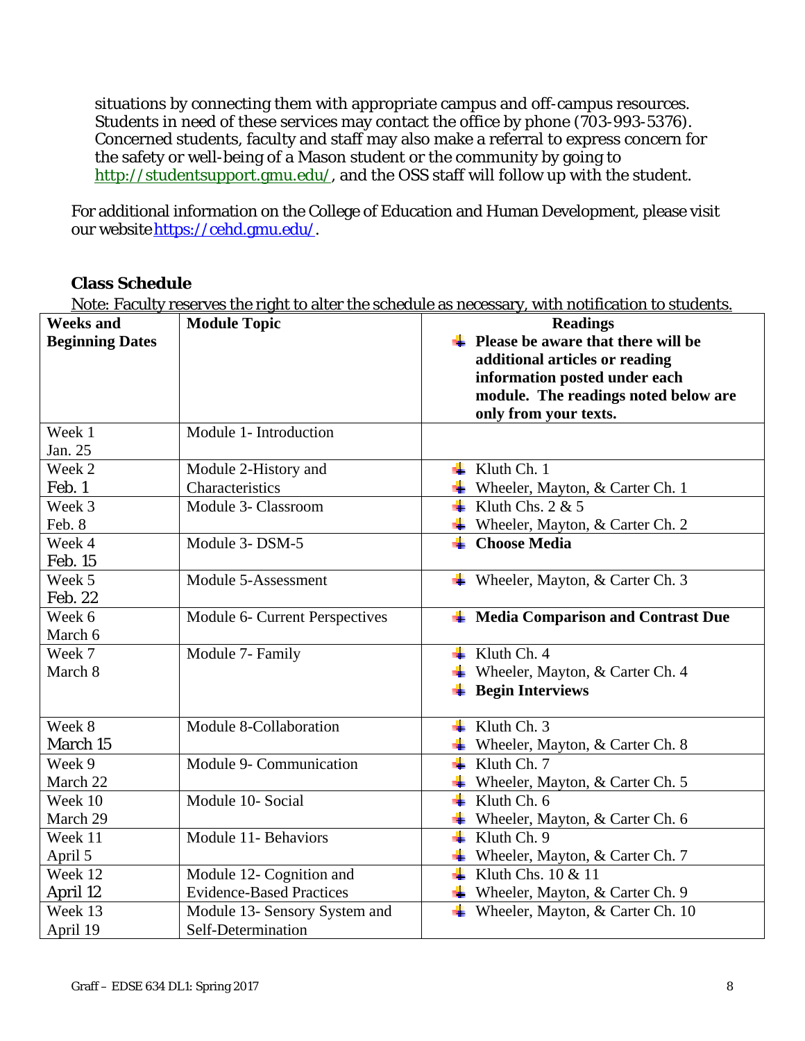situations by connecting them with appropriate campus and off-campus resources. Students in need of these services may contact the office by phone (703-993-5376). Concerned students, faculty and staff may also make a referral to express concern for the safety or well-being of a Mason student or the community by going to http://studentsupport.gmu.edu/, and the OSS staff will follow up with the student.

For additional information on the College of Education and Human Development, please visit our website https://cehd.gmu.edu/.

### Class Schedule

Note: Faculty reserves the right to alter the schedule as necessary, with notification to students.

| Weeks and Beginning Dates | Module Topic | Readings<br>- **Please be aware that there will be additional articles or reading information posted under each module. The readings noted below are only from your texts.** |
|---|---|---|
| Week 1<br>Jan. 25 | Module 1- Introduction | |
| Week 2<br>Feb. 1 | Module 2-History and Characteristics | - Kluth Ch. 1<br>- Wheeler, Mayton, & Carter Ch. 1 |
| Week 3<br>Feb. 8 | Module 3- Classroom | - Kluth Chs. 2 & 5<br>- Wheeler, Mayton, & Carter Ch. 2 |
| Week 4<br>Feb. 15 | Module 3- DSM-5 | - **Choose Media** |
| Week 5<br>Feb. 22 | Module 5-Assessment | - Wheeler, Mayton, & Carter Ch. 3 |
| Week 6<br>March 6 | Module 6- Current Perspectives | - **Media Comparison and Contrast Due** |
| Week 7<br>March 8 | Module 7- Family | - Kluth Ch. 4<br>- Wheeler, Mayton, & Carter Ch. 4<br>- **Begin Interviews** |
| Week 8<br>March 15 | Module 8-Collaboration | - Kluth Ch. 3<br>- Wheeler, Mayton, & Carter Ch. 8 |
| Week 9<br>March 22 | Module 9- Communication | - Kluth Ch. 7<br>- Wheeler, Mayton, & Carter Ch. 5 |
| Week 10<br>March 29 | Module 10- Social | - Kluth Ch. 6<br>- Wheeler, Mayton, & Carter Ch. 6 |
| Week 11<br>April 5 | Module 11- Behaviors | - Kluth Ch. 9<br>- Wheeler, Mayton, & Carter Ch. 7 |
| Week 12<br>April 12 | Module 12- Cognition and Evidence-Based Practices | - Kluth Chs. 10 & 11<br>- Wheeler, Mayton, & Carter Ch. 9 |
| Week 13<br>April 19 | Module 13- Sensory System and Self-Determination | - Wheeler, Mayton, & Carter Ch. 10 |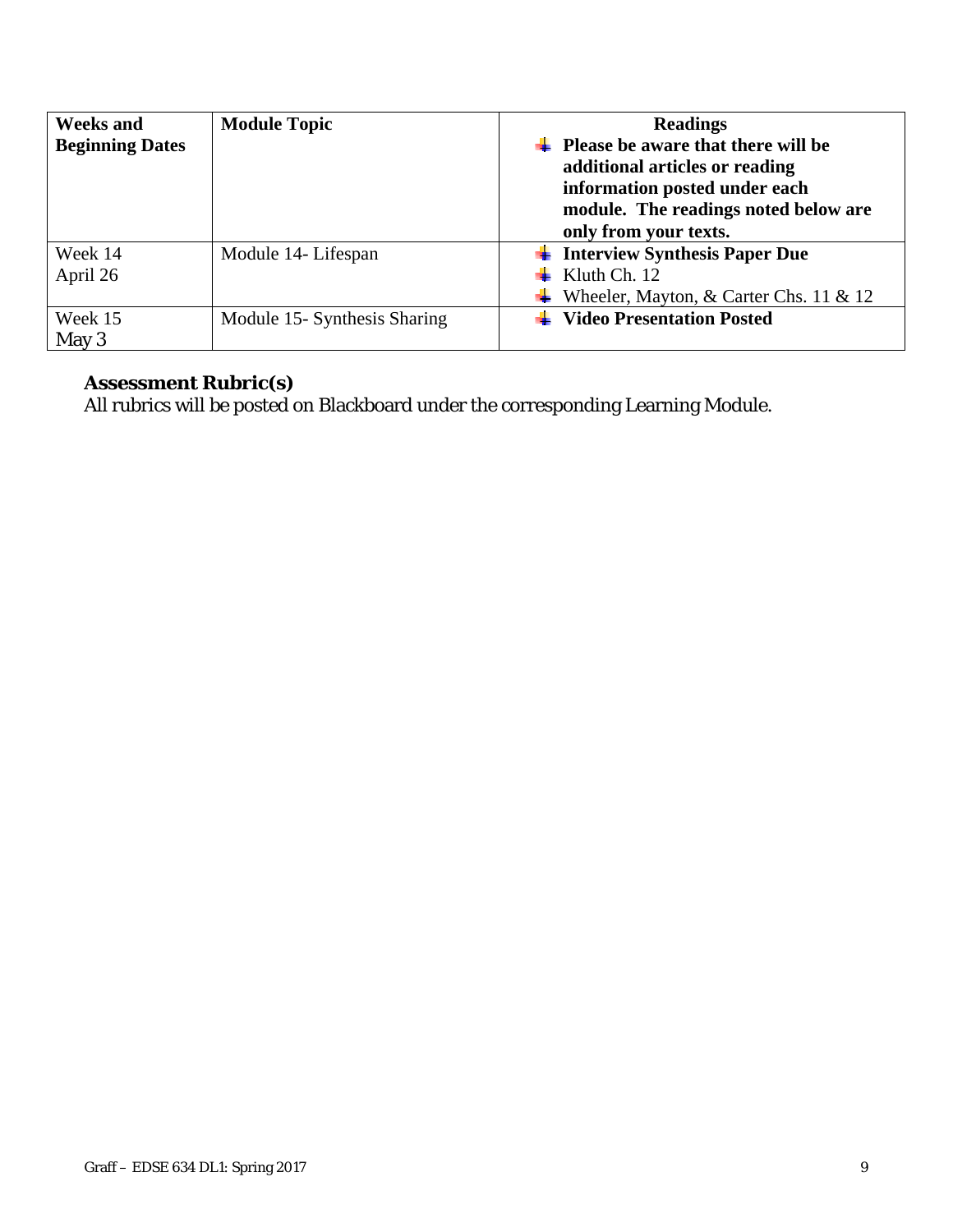| Weeks and Beginning Dates | Module Topic | Readings<br>- **Please be aware that there will be additional articles or reading information posted under each module. The readings noted below are only from your texts.** |
|---|---|---|
| Week 14<br>April 26 | Module 14- Lifespan | - **Interview Synthesis Paper Due**<br>- Kluth Ch. 12<br>- Wheeler, Mayton, & Carter Chs. 11 & 12 |
| Week 15<br>May 3 | Module 15- Synthesis Sharing | - **Video Presentation Posted** |

**Assessment Rubric(s)**

All rubrics will be posted on Blackboard under the corresponding Learning Module.